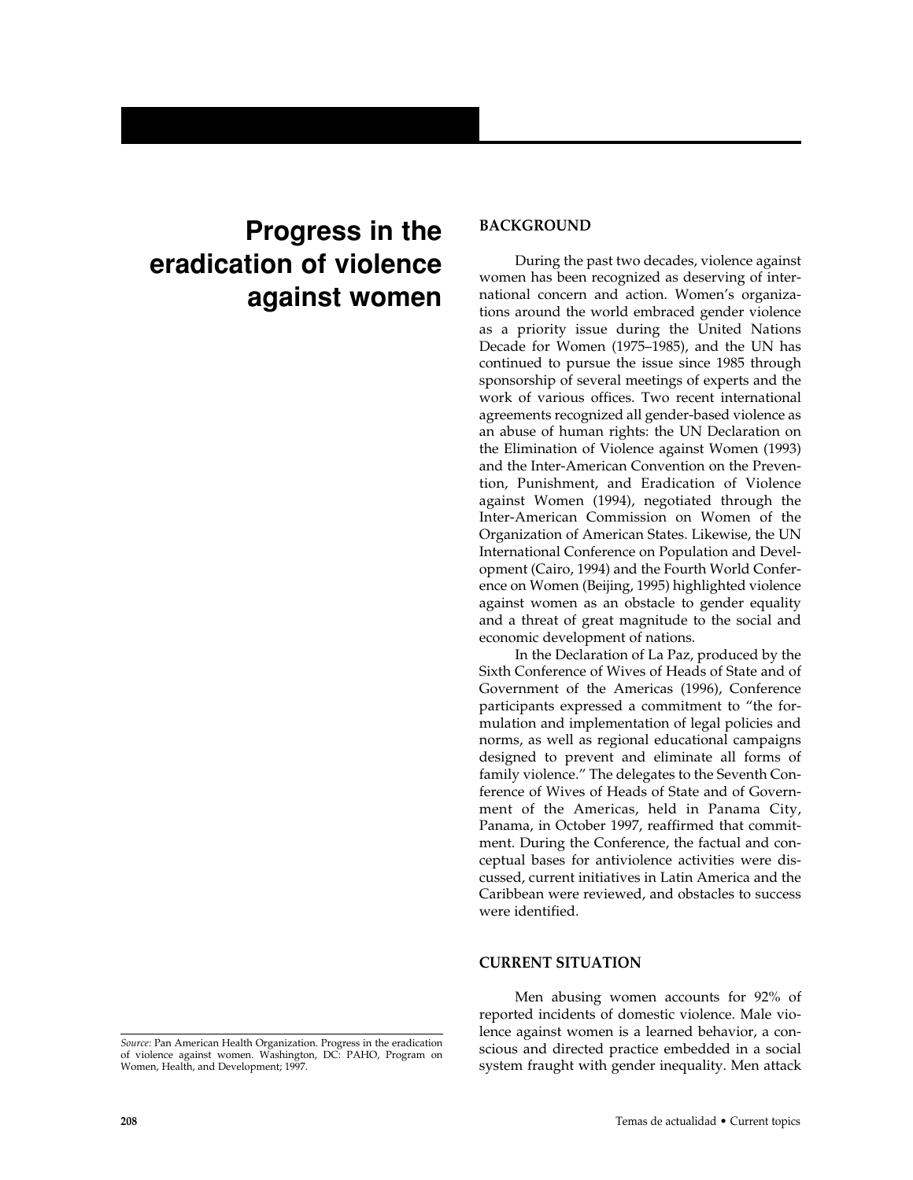# Progress in the eradication of violence against women

## BACKGROUND

During the past two decades, violence against women has been recognized as deserving of international concern and action. Women's organizations around the world embraced gender violence as a priority issue during the United Nations Decade for Women (1975–1985), and the UN has continued to pursue the issue since 1985 through sponsorship of several meetings of experts and the work of various offices. Two recent international agreements recognized all gender-based violence as an abuse of human rights: the UN Declaration on the Elimination of Violence against Women (1993) and the Inter-American Convention on the Prevention, Punishment, and Eradication of Violence against Women (1994), negotiated through the Inter-American Commission on Women of the Organization of American States. Likewise, the UN International Conference on Population and Development (Cairo, 1994) and the Fourth World Conference on Women (Beijing, 1995) highlighted violence against women as an obstacle to gender equality and a threat of great magnitude to the social and economic development of nations.

In the Declaration of La Paz, produced by the Sixth Conference of Wives of Heads of State and of Government of the Americas (1996), Conference participants expressed a commitment to "the formulation and implementation of legal policies and norms, as well as regional educational campaigns designed to prevent and eliminate all forms of family violence." The delegates to the Seventh Conference of Wives of Heads of State and of Government of the Americas, held in Panama City, Panama, in October 1997, reaffirmed that commitment. During the Conference, the factual and conceptual bases for antiviolence activities were discussed, current initiatives in Latin America and the Caribbean were reviewed, and obstacles to success were identified.

## CURRENT SITUATION

Men abusing women accounts for 92% of reported incidents of domestic violence. Male violence against women is a learned behavior, a conscious and directed practice embedded in a social system fraught with gender inequality. Men attack

*Source:* Pan American Health Organization. Progress in the eradication of violence against women. Washington, DC: PAHO, Program on Women, Health, and Development; 1997.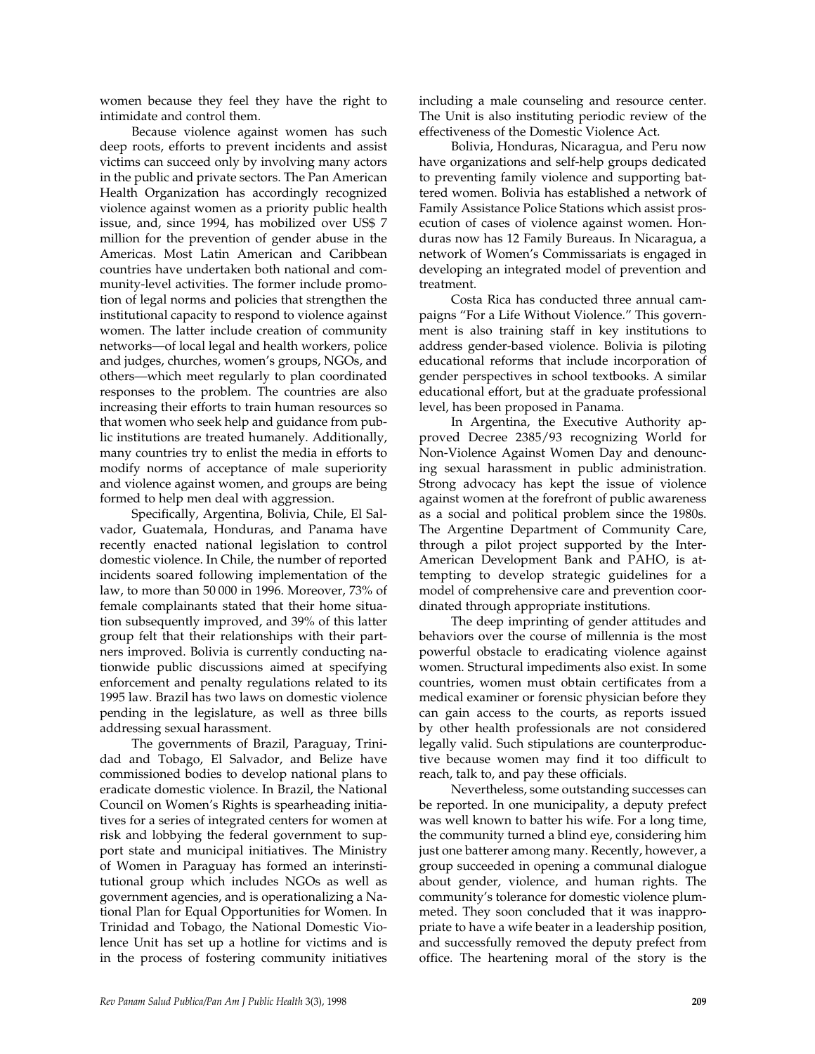women because they feel they have the right to intimidate and control them.

Because violence against women has such deep roots, efforts to prevent incidents and assist victims can succeed only by involving many actors in the public and private sectors. The Pan American Health Organization has accordingly recognized violence against women as a priority public health issue, and, since 1994, has mobilized over US$ 7 million for the prevention of gender abuse in the Americas. Most Latin American and Caribbean countries have undertaken both national and community-level activities. The former include promotion of legal norms and policies that strengthen the institutional capacity to respond to violence against women. The latter include creation of community networks—of local legal and health workers, police and judges, churches, women's groups, NGOs, and others—which meet regularly to plan coordinated responses to the problem. The countries are also increasing their efforts to train human resources so that women who seek help and guidance from public institutions are treated humanely. Additionally, many countries try to enlist the media in efforts to modify norms of acceptance of male superiority and violence against women, and groups are being formed to help men deal with aggression.

Specifically, Argentina, Bolivia, Chile, El Salvador, Guatemala, Honduras, and Panama have recently enacted national legislation to control domestic violence. In Chile, the number of reported incidents soared following implementation of the law, to more than 50 000 in 1996. Moreover, 73% of female complainants stated that their home situation subsequently improved, and 39% of this latter group felt that their relationships with their partners improved. Bolivia is currently conducting nationwide public discussions aimed at specifying enforcement and penalty regulations related to its 1995 law. Brazil has two laws on domestic violence pending in the legislature, as well as three bills addressing sexual harassment.

The governments of Brazil, Paraguay, Trinidad and Tobago, El Salvador, and Belize have commissioned bodies to develop national plans to eradicate domestic violence. In Brazil, the National Council on Women's Rights is spearheading initiatives for a series of integrated centers for women at risk and lobbying the federal government to support state and municipal initiatives. The Ministry of Women in Paraguay has formed an interinstitutional group which includes NGOs as well as government agencies, and is operationalizing a National Plan for Equal Opportunities for Women. In Trinidad and Tobago, the National Domestic Violence Unit has set up a hotline for victims and is in the process of fostering community initiatives including a male counseling and resource center. The Unit is also instituting periodic review of the effectiveness of the Domestic Violence Act.

Bolivia, Honduras, Nicaragua, and Peru now have organizations and self-help groups dedicated to preventing family violence and supporting battered women. Bolivia has established a network of Family Assistance Police Stations which assist prosecution of cases of violence against women. Honduras now has 12 Family Bureaus. In Nicaragua, a network of Women's Commissariats is engaged in developing an integrated model of prevention and treatment.

Costa Rica has conducted three annual campaigns "For a Life Without Violence." This government is also training staff in key institutions to address gender-based violence. Bolivia is piloting educational reforms that include incorporation of gender perspectives in school textbooks. A similar educational effort, but at the graduate professional level, has been proposed in Panama.

In Argentina, the Executive Authority approved Decree 2385/93 recognizing World for Non-Violence Against Women Day and denouncing sexual harassment in public administration. Strong advocacy has kept the issue of violence against women at the forefront of public awareness as a social and political problem since the 1980s. The Argentine Department of Community Care, through a pilot project supported by the Inter-American Development Bank and PAHO, is attempting to develop strategic guidelines for a model of comprehensive care and prevention coordinated through appropriate institutions.

The deep imprinting of gender attitudes and behaviors over the course of millennia is the most powerful obstacle to eradicating violence against women. Structural impediments also exist. In some countries, women must obtain certificates from a medical examiner or forensic physician before they can gain access to the courts, as reports issued by other health professionals are not considered legally valid. Such stipulations are counterproductive because women may find it too difficult to reach, talk to, and pay these officials.

Nevertheless, some outstanding successes can be reported. In one municipality, a deputy prefect was well known to batter his wife. For a long time, the community turned a blind eye, considering him just one batterer among many. Recently, however, a group succeeded in opening a communal dialogue about gender, violence, and human rights. The community's tolerance for domestic violence plummeted. They soon concluded that it was inappropriate to have a wife beater in a leadership position, and successfully removed the deputy prefect from office. The heartening moral of the story is the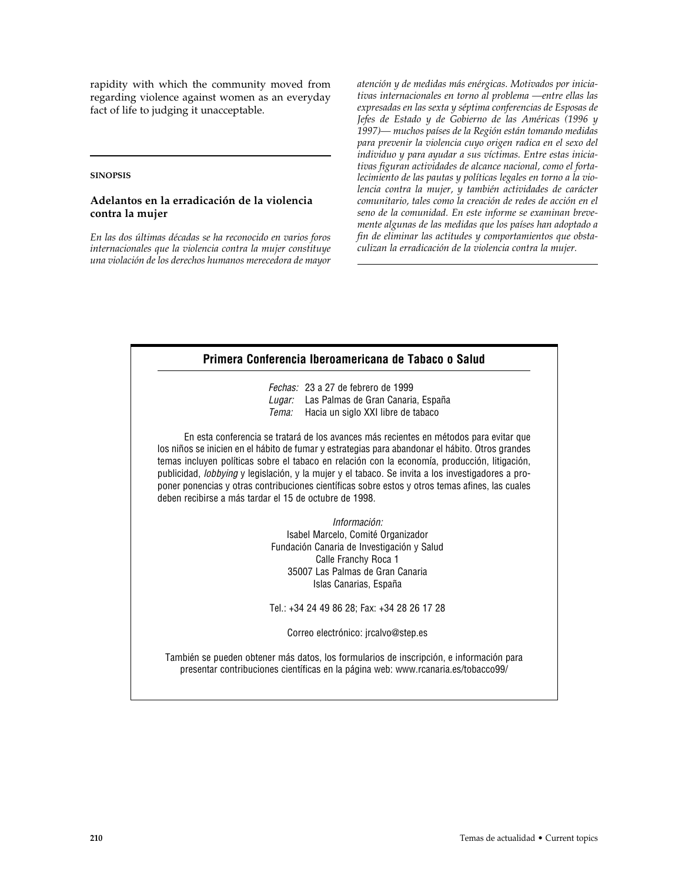rapidity with which the community moved from regarding violence against women as an everyday fact of life to judging it unacceptable.

---

**SINOPSIS**

### Adelantos en la erradicación de la violencia contra la mujer

*En las dos últimas décadas se ha reconocido en varios foros internacionales que la violencia contra la mujer constituye una violación de los derechos humanos merecedora de mayor atención y de medidas más enérgicas. Motivados por iniciativas internacionales en torno al problema —entre ellas las expresadas en las sexta y séptima conferencias de Esposas de Jefes de Estado y de Gobierno de las Américas (1996 y 1997)— muchos países de la Región están tomando medidas para prevenir la violencia cuyo origen radica en el sexo del individuo y para ayudar a sus víctimas. Entre estas iniciativas figuran actividades de alcance nacional, como el fortalecimiento de las pautas y políticas legales en torno a la violencia contra la mujer, y también actividades de carácter comunitario, tales como la creación de redes de acción en el seno de la comunidad. En este informe se examinan brevemente algunas de las medidas que los países han adoptado a fin de eliminar las actitudes y comportamientos que obstaculizan la erradicación de la violencia contra la mujer.*

---

## Primera Conferencia Iberoamericana de Tabaco o Salud

*Fechas:* 23 a 27 de febrero de 1999
*Lugar:* Las Palmas de Gran Canaria, España
*Tema:* Hacia un siglo XXI libre de tabaco

En esta conferencia se tratará de los avances más recientes en métodos para evitar que los niños se inicien en el hábito de fumar y estrategias para abandonar el hábito. Otros grandes temas incluyen políticas sobre el tabaco en relación con la economía, producción, litigación, publicidad, *lobbying* y legislación, y la mujer y el tabaco. Se invita a los investigadores a proponer ponencias y otras contribuciones científicas sobre estos y otros temas afines, las cuales deben recibirse a más tardar el 15 de octubre de 1998.

*Información:*
Isabel Marcelo, Comité Organizador
Fundación Canaria de Investigación y Salud
Calle Franchy Roca 1
35007 Las Palmas de Gran Canaria
Islas Canarias, España

Tel.: +34 24 49 86 28; Fax: +34 28 26 17 28

Correo electrónico: jrcalvo@step.es

También se pueden obtener más datos, los formularios de inscripción, e información para presentar contribuciones científicas en la página web: www.rcanaria.es/tobacco99/